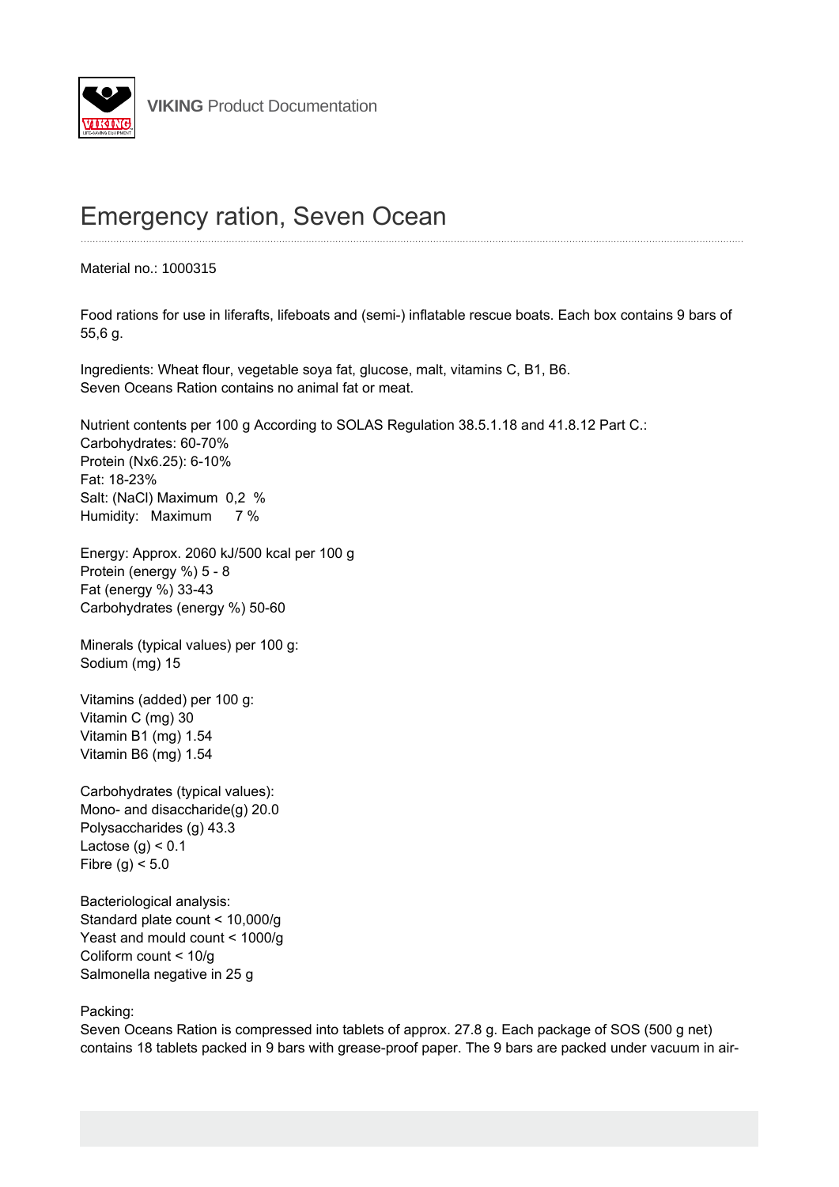# Emergency ration, Seven Ocean

Material no.: 1000315

Food rations for use in liferafts, lifeboats and (semi-) inflatable rescue boats. Each box contains 9 bars of 55,6 g.

Ingredients: Wheat flour, vegetable soya fat, glucose, malt, vitamins C, B1, B6.
Seven Oceans Ration contains no animal fat or meat.

Nutrient contents per 100 g According to SOLAS Regulation 38.5.1.18 and 41.8.12 Part C.:
Carbohydrates: 60-70%
Protein (Nx6.25): 6-10%
Fat: 18-23%
Salt: (NaCl) Maximum 0,2 %
Humidity: Maximum 7 %

Energy: Approx. 2060 kJ/500 kcal per 100 g
Protein (energy %) 5 - 8
Fat (energy %) 33-43
Carbohydrates (energy %) 50-60

Minerals (typical values) per 100 g:
Sodium (mg) 15

Vitamins (added) per 100 g:
Vitamin C (mg) 30
Vitamin B1 (mg) 1.54
Vitamin B6 (mg) 1.54

Carbohydrates (typical values):
Mono- and disaccharide(g) 20.0
Polysaccharides (g) 43.3
Lactose (g) < 0.1
Fibre (g) < 5.0

Bacteriological analysis:
Standard plate count < 10,000/g
Yeast and mould count < 1000/g
Coliform count < 10/g
Salmonella negative in 25 g

Packing:
Seven Oceans Ration is compressed into tablets of approx. 27.8 g. Each package of SOS (500 g net) contains 18 tablets packed in 9 bars with grease-proof paper. The 9 bars are packed under vacuum in air-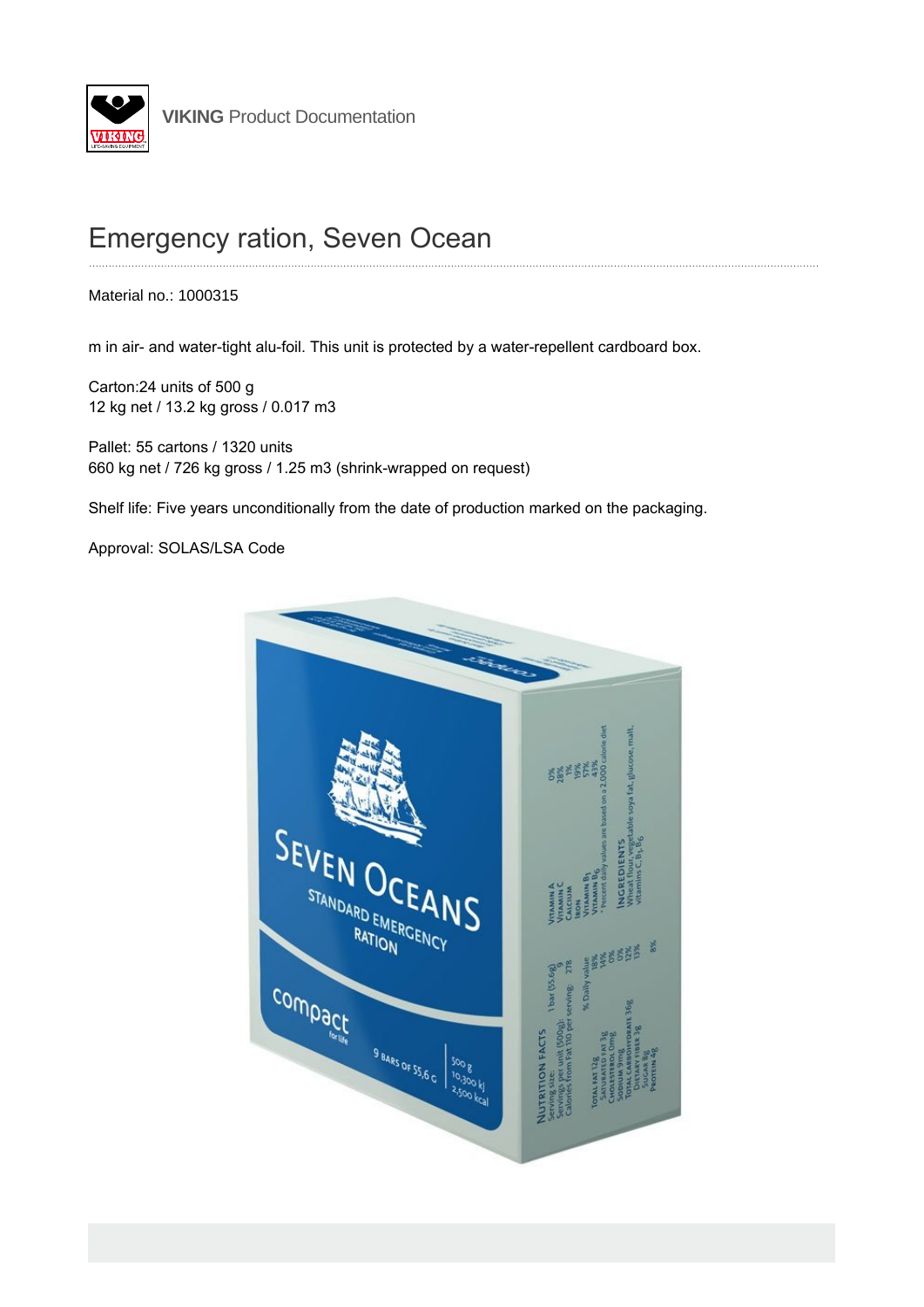# Emergency ration, Seven Ocean

Material no.: 1000315

m in air- and water-tight alu-foil. This unit is protected by a water-repellent cardboard box.

Carton:24 units of 500 g
12 kg net / 13.2 kg gross / 0.017 m3

Pallet: 55 cartons / 1320 units
660 kg net / 726 kg gross / 1.25 m3 (shrink-wrapped on request)

Shelf life: Five years unconditionally from the date of production marked on the packaging.

Approval: SOLAS/LSA Code